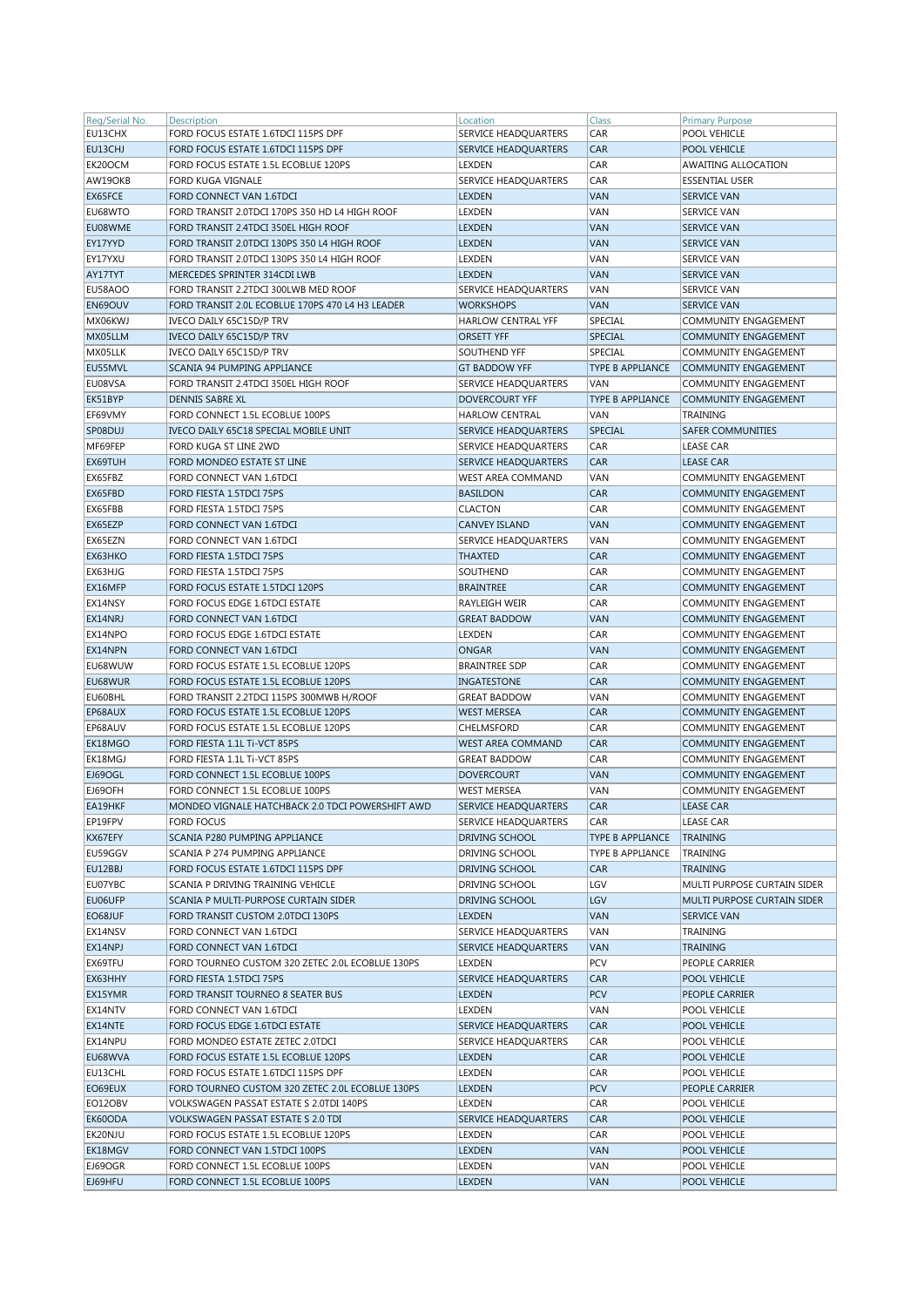| Reg/Serial No. | Description | Location | Class | Primary Purpose |
|---|---|---|---|---|
| EU13CHX | FORD FOCUS ESTATE 1.6TDCI 115PS DPF | SERVICE HEADQUARTERS | CAR | POOL VEHICLE |
| EU13CHJ | FORD FOCUS ESTATE 1.6TDCI 115PS DPF | SERVICE HEADQUARTERS | CAR | POOL VEHICLE |
| EK20OCM | FORD FOCUS ESTATE 1.5L ECOBLUE 120PS | LEXDEN | CAR | AWAITING ALLOCATION |
| AW19OKB | FORD KUGA VIGNALE | SERVICE HEADQUARTERS | CAR | ESSENTIAL USER |
| EX65FCE | FORD CONNECT VAN 1.6TDCI | LEXDEN | VAN | SERVICE VAN |
| EU68WTO | FORD TRANSIT 2.0TDCI 170PS 350 HD L4 HIGH ROOF | LEXDEN | VAN | SERVICE VAN |
| EU08WME | FORD TRANSIT 2.4TDCI 350EL HIGH ROOF | LEXDEN | VAN | SERVICE VAN |
| EY17YYD | FORD TRANSIT 2.0TDCI 130PS 350 L4 HIGH ROOF | LEXDEN | VAN | SERVICE VAN |
| EY17YXU | FORD TRANSIT 2.0TDCI 130PS 350 L4 HIGH ROOF | LEXDEN | VAN | SERVICE VAN |
| AY17TYT | MERCEDES SPRINTER 314CDI LWB | LEXDEN | VAN | SERVICE VAN |
| EU58AOO | FORD TRANSIT 2.2TDCI 300LWB MED ROOF | SERVICE HEADQUARTERS | VAN | SERVICE VAN |
| EN69OUV | FORD TRANSIT 2.0L ECOBLUE 170PS 470 L4 H3 LEADER | WORKSHOPS | VAN | SERVICE VAN |
| MX06KWJ | IVECO DAILY 65C15D/P TRV | HARLOW CENTRAL YFF | SPECIAL | COMMUNITY ENGAGEMENT |
| MX05LLM | IVECO DAILY 65C15D/P TRV | ORSETT YFF | SPECIAL | COMMUNITY ENGAGEMENT |
| MX05LLK | IVECO DAILY 65C15D/P TRV | SOUTHEND YFF | SPECIAL | COMMUNITY ENGAGEMENT |
| EU55MVL | SCANIA 94 PUMPING APPLIANCE | GT BADDOW YFF | TYPE B APPLIANCE | COMMUNITY ENGAGEMENT |
| EU08VSA | FORD TRANSIT 2.4TDCI 350EL HIGH ROOF | SERVICE HEADQUARTERS | VAN | COMMUNITY ENGAGEMENT |
| EK51BYP | DENNIS SABRE XL | DOVERCOURT YFF | TYPE B APPLIANCE | COMMUNITY ENGAGEMENT |
| EF69VMY | FORD CONNECT 1.5L ECOBLUE 100PS | HARLOW CENTRAL | VAN | TRAINING |
| SP08DUJ | IVECO DAILY 65C18 SPECIAL MOBILE UNIT | SERVICE HEADQUARTERS | SPECIAL | SAFER COMMUNITIES |
| MF69FEP | FORD KUGA ST LINE 2WD | SERVICE HEADQUARTERS | CAR | LEASE CAR |
| EX69TUH | FORD MONDEO ESTATE ST LINE | SERVICE HEADQUARTERS | CAR | LEASE CAR |
| EX65FBZ | FORD CONNECT VAN 1.6TDCI | WEST AREA COMMAND | VAN | COMMUNITY ENGAGEMENT |
| EX65FBD | FORD FIESTA 1.5TDCI 75PS | BASILDON | CAR | COMMUNITY ENGAGEMENT |
| EX65FBB | FORD FIESTA 1.5TDCI 75PS | CLACTON | CAR | COMMUNITY ENGAGEMENT |
| EX65EZP | FORD CONNECT VAN 1.6TDCI | CANVEY ISLAND | VAN | COMMUNITY ENGAGEMENT |
| EX65EZN | FORD CONNECT VAN 1.6TDCI | SERVICE HEADQUARTERS | VAN | COMMUNITY ENGAGEMENT |
| EX63HKO | FORD FIESTA 1.5TDCI 75PS | THAXTED | CAR | COMMUNITY ENGAGEMENT |
| EX63HJG | FORD FIESTA 1.5TDCI 75PS | SOUTHEND | CAR | COMMUNITY ENGAGEMENT |
| EX16MFP | FORD FOCUS ESTATE 1.5TDCI 120PS | BRAINTREE | CAR | COMMUNITY ENGAGEMENT |
| EX14NSY | FORD FOCUS EDGE 1.6TDCI ESTATE | RAYLEIGH WEIR | CAR | COMMUNITY ENGAGEMENT |
| EX14NRJ | FORD CONNECT VAN 1.6TDCI | GREAT BADDOW | VAN | COMMUNITY ENGAGEMENT |
| EX14NPO | FORD FOCUS EDGE 1.6TDCI ESTATE | LEXDEN | CAR | COMMUNITY ENGAGEMENT |
| EX14NPN | FORD CONNECT VAN 1.6TDCI | ONGAR | VAN | COMMUNITY ENGAGEMENT |
| EU68WUW | FORD FOCUS ESTATE 1.5L ECOBLUE 120PS | BRAINTREE SDP | CAR | COMMUNITY ENGAGEMENT |
| EU68WUR | FORD FOCUS ESTATE 1.5L ECOBLUE 120PS | INGATESTONE | CAR | COMMUNITY ENGAGEMENT |
| EU60BHL | FORD TRANSIT 2.2TDCI 115PS 300MWB H/ROOF | GREAT BADDOW | VAN | COMMUNITY ENGAGEMENT |
| EP68AUX | FORD FOCUS ESTATE 1.5L ECOBLUE 120PS | WEST MERSEA | CAR | COMMUNITY ENGAGEMENT |
| EP68AUV | FORD FOCUS ESTATE 1.5L ECOBLUE 120PS | CHELMSFORD | CAR | COMMUNITY ENGAGEMENT |
| EK18MGO | FORD FIESTA 1.1L Ti-VCT 85PS | WEST AREA COMMAND | CAR | COMMUNITY ENGAGEMENT |
| EK18MGJ | FORD FIESTA 1.1L Ti-VCT 85PS | GREAT BADDOW | CAR | COMMUNITY ENGAGEMENT |
| EJ69OGL | FORD CONNECT 1.5L ECOBLUE 100PS | DOVERCOURT | VAN | COMMUNITY ENGAGEMENT |
| EJ69OFH | FORD CONNECT 1.5L ECOBLUE 100PS | WEST MERSEA | VAN | COMMUNITY ENGAGEMENT |
| EA19HKF | MONDEO VIGNALE HATCHBACK 2.0 TDCI POWERSHIFT AWD | SERVICE HEADQUARTERS | CAR | LEASE CAR |
| EP19FPV | FORD FOCUS | SERVICE HEADQUARTERS | CAR | LEASE CAR |
| KX67EFY | SCANIA P280 PUMPING APPLIANCE | DRIVING SCHOOL | TYPE B APPLIANCE | TRAINING |
| EU59GGV | SCANIA P 274 PUMPING APPLIANCE | DRIVING SCHOOL | TYPE B APPLIANCE | TRAINING |
| EU12BBJ | FORD FOCUS ESTATE 1.6TDCI 115PS DPF | DRIVING SCHOOL | CAR | TRAINING |
| EU07YBC | SCANIA P DRIVING TRAINING VEHICLE | DRIVING SCHOOL | LGV | MULTI PURPOSE CURTAIN SIDER |
| EU06UFP | SCANIA P MULTI-PURPOSE CURTAIN SIDER | DRIVING SCHOOL | LGV | MULTI PURPOSE CURTAIN SIDER |
| EO68JUF | FORD TRANSIT CUSTOM 2.0TDCI 130PS | LEXDEN | VAN | SERVICE VAN |
| EX14NSV | FORD CONNECT VAN 1.6TDCI | SERVICE HEADQUARTERS | VAN | TRAINING |
| EX14NPJ | FORD CONNECT VAN 1.6TDCI | SERVICE HEADQUARTERS | VAN | TRAINING |
| EX69TFU | FORD TOURNEO CUSTOM 320 ZETEC 2.0L ECOBLUE 130PS | LEXDEN | PCV | PEOPLE CARRIER |
| EX63HHY | FORD FIESTA 1.5TDCI 75PS | SERVICE HEADQUARTERS | CAR | POOL VEHICLE |
| EX15YMR | FORD TRANSIT TOURNEO 8 SEATER BUS | LEXDEN | PCV | PEOPLE CARRIER |
| EX14NTV | FORD CONNECT VAN 1.6TDCI | LEXDEN | VAN | POOL VEHICLE |
| EX14NTE | FORD FOCUS EDGE 1.6TDCI ESTATE | SERVICE HEADQUARTERS | CAR | POOL VEHICLE |
| EX14NPU | FORD MONDEO ESTATE ZETEC 2.0TDCI | SERVICE HEADQUARTERS | CAR | POOL VEHICLE |
| EU68WVA | FORD FOCUS ESTATE 1.5L ECOBLUE 120PS | LEXDEN | CAR | POOL VEHICLE |
| EU13CHL | FORD FOCUS ESTATE 1.6TDCI 115PS DPF | LEXDEN | CAR | POOL VEHICLE |
| EO69EUX | FORD TOURNEO CUSTOM 320 ZETEC 2.0L ECOBLUE 130PS | LEXDEN | PCV | PEOPLE CARRIER |
| EO12OBV | VOLKSWAGEN PASSAT ESTATE S 2.0TDI 140PS | LEXDEN | CAR | POOL VEHICLE |
| EK60ODA | VOLKSWAGEN PASSAT ESTATE S 2.0 TDI | SERVICE HEADQUARTERS | CAR | POOL VEHICLE |
| EK20NJU | FORD FOCUS ESTATE 1.5L ECOBLUE 120PS | LEXDEN | CAR | POOL VEHICLE |
| EK18MGV | FORD CONNECT VAN 1.5TDCI 100PS | LEXDEN | VAN | POOL VEHICLE |
| EJ69OGR | FORD CONNECT 1.5L ECOBLUE 100PS | LEXDEN | VAN | POOL VEHICLE |
| EJ69HFU | FORD CONNECT 1.5L ECOBLUE 100PS | LEXDEN | VAN | POOL VEHICLE |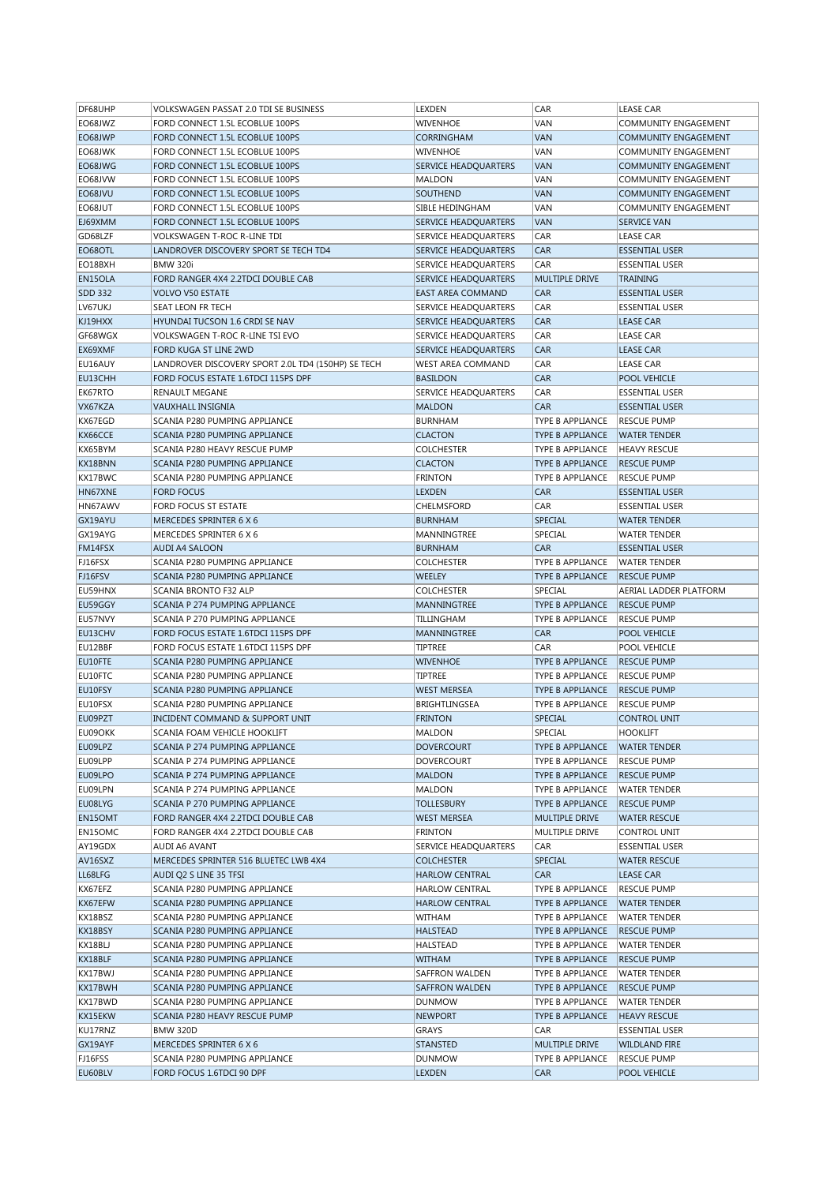| | | | | |
|---|---|---|---|---|
| DF68UHP | VOLKSWAGEN PASSAT 2.0 TDI SE BUSINESS | LEXDEN | CAR | LEASE CAR |
| EO68JWZ | FORD CONNECT 1.5L ECOBLUE 100PS | WIVENHOE | VAN | COMMUNITY ENGAGEMENT |
| EO68JWP | FORD CONNECT 1.5L ECOBLUE 100PS | CORRINGHAM | VAN | COMMUNITY ENGAGEMENT |
| EO68JWK | FORD CONNECT 1.5L ECOBLUE 100PS | WIVENHOE | VAN | COMMUNITY ENGAGEMENT |
| EO68JWG | FORD CONNECT 1.5L ECOBLUE 100PS | SERVICE HEADQUARTERS | VAN | COMMUNITY ENGAGEMENT |
| EO68JVW | FORD CONNECT 1.5L ECOBLUE 100PS | MALDON | VAN | COMMUNITY ENGAGEMENT |
| EO68JVU | FORD CONNECT 1.5L ECOBLUE 100PS | SOUTHEND | VAN | COMMUNITY ENGAGEMENT |
| EO68JUT | FORD CONNECT 1.5L ECOBLUE 100PS | SIBLE HEDINGHAM | VAN | COMMUNITY ENGAGEMENT |
| EJ69XMM | FORD CONNECT 1.5L ECOBLUE 100PS | SERVICE HEADQUARTERS | VAN | SERVICE VAN |
| GD68LZF | VOLKSWAGEN T-ROC R-LINE TDI | SERVICE HEADQUARTERS | CAR | LEASE CAR |
| EO68OTL | LANDROVER DISCOVERY SPORT SE TECH TD4 | SERVICE HEADQUARTERS | CAR | ESSENTIAL USER |
| EO18BXH | BMW 320i | SERVICE HEADQUARTERS | CAR | ESSENTIAL USER |
| EN15OLA | FORD RANGER 4X4 2.2TDCI DOUBLE CAB | SERVICE HEADQUARTERS | MULTIPLE DRIVE | TRAINING |
| SDD 332 | VOLVO V50 ESTATE | EAST AREA COMMAND | CAR | ESSENTIAL USER |
| LV67UKJ | SEAT LEON FR TECH | SERVICE HEADQUARTERS | CAR | ESSENTIAL USER |
| KJ19HXX | HYUNDAI TUCSON 1.6 CRDI SE NAV | SERVICE HEADQUARTERS | CAR | LEASE CAR |
| GF68WGX | VOLKSWAGEN T-ROC R-LINE TSI EVO | SERVICE HEADQUARTERS | CAR | LEASE CAR |
| EX69XMF | FORD KUGA ST LINE 2WD | SERVICE HEADQUARTERS | CAR | LEASE CAR |
| EU16AUY | LANDROVER DISCOVERY SPORT 2.0L TD4 (150HP) SE TECH | WEST AREA COMMAND | CAR | LEASE CAR |
| EU13CHH | FORD FOCUS ESTATE 1.6TDCI 115PS DPF | BASILDON | CAR | POOL VEHICLE |
| EK67RTO | RENAULT MEGANE | SERVICE HEADQUARTERS | CAR | ESSENTIAL USER |
| VX67KZA | VAUXHALL INSIGNIA | MALDON | CAR | ESSENTIAL USER |
| KX67EGD | SCANIA P280 PUMPING APPLIANCE | BURNHAM | TYPE B APPLIANCE | RESCUE PUMP |
| KX66CCE | SCANIA P280 PUMPING APPLIANCE | CLACTON | TYPE B APPLIANCE | WATER TENDER |
| KX65BYM | SCANIA P280 HEAVY RESCUE PUMP | COLCHESTER | TYPE B APPLIANCE | HEAVY RESCUE |
| KX18BNN | SCANIA P280 PUMPING APPLIANCE | CLACTON | TYPE B APPLIANCE | RESCUE PUMP |
| KX17BWC | SCANIA P280 PUMPING APPLIANCE | FRINTON | TYPE B APPLIANCE | RESCUE PUMP |
| HN67XNE | FORD FOCUS | LEXDEN | CAR | ESSENTIAL USER |
| HN67AWV | FORD FOCUS ST ESTATE | CHELMSFORD | CAR | ESSENTIAL USER |
| GX19AYU | MERCEDES SPRINTER 6 X 6 | BURNHAM | SPECIAL | WATER TENDER |
| GX19AYG | MERCEDES SPRINTER 6 X 6 | MANNINGTREE | SPECIAL | WATER TENDER |
| FM14FSX | AUDI A4 SALOON | BURNHAM | CAR | ESSENTIAL USER |
| FJ16FSX | SCANIA P280 PUMPING APPLIANCE | COLCHESTER | TYPE B APPLIANCE | WATER TENDER |
| FJ16FSV | SCANIA P280 PUMPING APPLIANCE | WEELEY | TYPE B APPLIANCE | RESCUE PUMP |
| EU59HNX | SCANIA BRONTO F32 ALP | COLCHESTER | SPECIAL | AERIAL LADDER PLATFORM |
| EU59GGY | SCANIA P 274 PUMPING APPLIANCE | MANNINGTREE | TYPE B APPLIANCE | RESCUE PUMP |
| EU57NVY | SCANIA P 270 PUMPING APPLIANCE | TILLINGHAM | TYPE B APPLIANCE | RESCUE PUMP |
| EU13CHV | FORD FOCUS ESTATE 1.6TDCI 115PS DPF | MANNINGTREE | CAR | POOL VEHICLE |
| EU12BBF | FORD FOCUS ESTATE 1.6TDCI 115PS DPF | TIPTREE | CAR | POOL VEHICLE |
| EU10FTE | SCANIA P280 PUMPING APPLIANCE | WIVENHOE | TYPE B APPLIANCE | RESCUE PUMP |
| EU10FTC | SCANIA P280 PUMPING APPLIANCE | TIPTREE | TYPE B APPLIANCE | RESCUE PUMP |
| EU10FSY | SCANIA P280 PUMPING APPLIANCE | WEST MERSEA | TYPE B APPLIANCE | RESCUE PUMP |
| EU10FSX | SCANIA P280 PUMPING APPLIANCE | BRIGHTLINGSEA | TYPE B APPLIANCE | RESCUE PUMP |
| EU09PZT | INCIDENT COMMAND & SUPPORT UNIT | FRINTON | SPECIAL | CONTROL UNIT |
| EU09OKK | SCANIA FOAM VEHICLE HOOKLIFT | MALDON | SPECIAL | HOOKLIFT |
| EU09LPZ | SCANIA P 274 PUMPING APPLIANCE | DOVERCOURT | TYPE B APPLIANCE | WATER TENDER |
| EU09LPP | SCANIA P 274 PUMPING APPLIANCE | DOVERCOURT | TYPE B APPLIANCE | RESCUE PUMP |
| EU09LPO | SCANIA P 274 PUMPING APPLIANCE | MALDON | TYPE B APPLIANCE | RESCUE PUMP |
| EU09LPN | SCANIA P 274 PUMPING APPLIANCE | MALDON | TYPE B APPLIANCE | WATER TENDER |
| EU08LYG | SCANIA P 270 PUMPING APPLIANCE | TOLLESBURY | TYPE B APPLIANCE | RESCUE PUMP |
| EN15OMT | FORD RANGER 4X4 2.2TDCI DOUBLE CAB | WEST MERSEA | MULTIPLE DRIVE | WATER RESCUE |
| EN15OMC | FORD RANGER 4X4 2.2TDCI DOUBLE CAB | FRINTON | MULTIPLE DRIVE | CONTROL UNIT |
| AY19GDX | AUDI A6 AVANT | SERVICE HEADQUARTERS | CAR | ESSENTIAL USER |
| AV16SXZ | MERCEDES SPRINTER 516 BLUETEC LWB 4X4 | COLCHESTER | SPECIAL | WATER RESCUE |
| LL68LFG | AUDI Q2 S LINE 35 TFSI | HARLOW CENTRAL | CAR | LEASE CAR |
| KX67EFZ | SCANIA P280 PUMPING APPLIANCE | HARLOW CENTRAL | TYPE B APPLIANCE | RESCUE PUMP |
| KX67EFW | SCANIA P280 PUMPING APPLIANCE | HARLOW CENTRAL | TYPE B APPLIANCE | WATER TENDER |
| KX18BSZ | SCANIA P280 PUMPING APPLIANCE | WITHAM | TYPE B APPLIANCE | WATER TENDER |
| KX18BSY | SCANIA P280 PUMPING APPLIANCE | HALSTEAD | TYPE B APPLIANCE | RESCUE PUMP |
| KX18BLJ | SCANIA P280 PUMPING APPLIANCE | HALSTEAD | TYPE B APPLIANCE | WATER TENDER |
| KX18BLF | SCANIA P280 PUMPING APPLIANCE | WITHAM | TYPE B APPLIANCE | RESCUE PUMP |
| KX17BWJ | SCANIA P280 PUMPING APPLIANCE | SAFFRON WALDEN | TYPE B APPLIANCE | WATER TENDER |
| KX17BWH | SCANIA P280 PUMPING APPLIANCE | SAFFRON WALDEN | TYPE B APPLIANCE | RESCUE PUMP |
| KX17BWD | SCANIA P280 PUMPING APPLIANCE | DUNMOW | TYPE B APPLIANCE | WATER TENDER |
| KX15EKW | SCANIA P280 HEAVY RESCUE PUMP | NEWPORT | TYPE B APPLIANCE | HEAVY RESCUE |
| KU17RNZ | BMW 320D | GRAYS | CAR | ESSENTIAL USER |
| GX19AYF | MERCEDES SPRINTER 6 X 6 | STANSTED | MULTIPLE DRIVE | WILDLAND FIRE |
| FJ16FSS | SCANIA P280 PUMPING APPLIANCE | DUNMOW | TYPE B APPLIANCE | RESCUE PUMP |
| EU60BLV | FORD FOCUS 1.6TDCI 90 DPF | LEXDEN | CAR | POOL VEHICLE |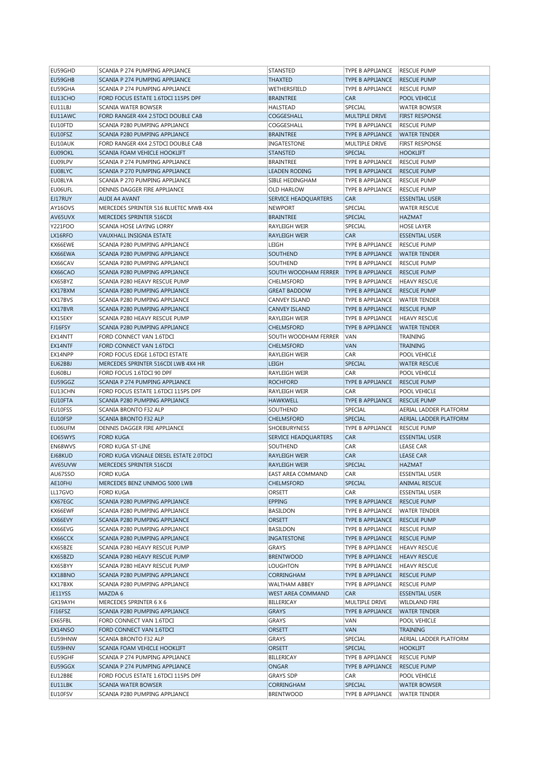| | | | | |
|---|---|---|---|---|
| EU59GHD | SCANIA P 274 PUMPING APPLIANCE | STANSTED | TYPE B APPLIANCE | RESCUE PUMP |
| EU59GHB | SCANIA P 274 PUMPING APPLIANCE | THAXTED | TYPE B APPLIANCE | RESCUE PUMP |
| EU59GHA | SCANIA P 274 PUMPING APPLIANCE | WETHERSFIELD | TYPE B APPLIANCE | RESCUE PUMP |
| EU13CHO | FORD FOCUS ESTATE 1.6TDCI 115PS DPF | BRAINTREE | CAR | POOL VEHICLE |
| EU11LBJ | SCANIA WATER BOWSER | HALSTEAD | SPECIAL | WATER BOWSER |
| EU11AWC | FORD RANGER 4X4 2.5TDCI DOUBLE CAB | COGGESHALL | MULTIPLE DRIVE | FIRST RESPONSE |
| EU10FTD | SCANIA P280 PUMPING APPLIANCE | COGGESHALL | TYPE B APPLIANCE | RESCUE PUMP |
| EU10FSZ | SCANIA P280 PUMPING APPLIANCE | BRAINTREE | TYPE B APPLIANCE | WATER TENDER |
| EU10AUK | FORD RANGER 4X4 2.5TDCI DOUBLE CAB | INGATESTONE | MULTIPLE DRIVE | FIRST RESPONSE |
| EU09OKL | SCANIA FOAM VEHICLE HOOKLIFT | STANSTED | SPECIAL | HOOKLIFT |
| EU09LPV | SCANIA P 274 PUMPING APPLIANCE | BRAINTREE | TYPE B APPLIANCE | RESCUE PUMP |
| EU08LYC | SCANIA P 270 PUMPING APPLIANCE | LEADEN RODING | TYPE B APPLIANCE | RESCUE PUMP |
| EU08LYA | SCANIA P 270 PUMPING APPLIANCE | SIBLE HEDINGHAM | TYPE B APPLIANCE | RESCUE PUMP |
| EU06UFL | DENNIS DAGGER FIRE APPLIANCE | OLD HARLOW | TYPE B APPLIANCE | RESCUE PUMP |
| EJ17RUY | AUDI A4 AVANT | SERVICE HEADQUARTERS | CAR | ESSENTIAL USER |
| AY16OVS | MERCEDES SPRINTER 516 BLUETEC MWB 4X4 | NEWPORT | SPECIAL | WATER RESCUE |
| AV65UVX | MERCEDES SPRINTER 516CDI | BRAINTREE | SPECIAL | HAZMAT |
| Y221FOO | SCANIA HOSE LAYING LORRY | RAYLEIGH WEIR | SPECIAL | HOSE LAYER |
| LX16RFO | VAUXHALL INSIGNIA ESTATE | RAYLEIGH WEIR | CAR | ESSENTIAL USER |
| KX66EWE | SCANIA P280 PUMPING APPLIANCE | LEIGH | TYPE B APPLIANCE | RESCUE PUMP |
| KX66EWA | SCANIA P280 PUMPING APPLIANCE | SOUTHEND | TYPE B APPLIANCE | WATER TENDER |
| KX66CAV | SCANIA P280 PUMPING APPLIANCE | SOUTHEND | TYPE B APPLIANCE | RESCUE PUMP |
| KX66CAO | SCANIA P280 PUMPING APPLIANCE | SOUTH WOODHAM FERRER | TYPE B APPLIANCE | RESCUE PUMP |
| KX65BYZ | SCANIA P280 HEAVY RESCUE PUMP | CHELMSFORD | TYPE B APPLIANCE | HEAVY RESCUE |
| KX17BXM | SCANIA P280 PUMPING APPLIANCE | GREAT BADDOW | TYPE B APPLIANCE | RESCUE PUMP |
| KX17BVS | SCANIA P280 PUMPING APPLIANCE | CANVEY ISLAND | TYPE B APPLIANCE | WATER TENDER |
| KX17BVR | SCANIA P280 PUMPING APPLIANCE | CANVEY ISLAND | TYPE B APPLIANCE | RESCUE PUMP |
| KX15EKY | SCANIA P280 HEAVY RESCUE PUMP | RAYLEIGH WEIR | TYPE B APPLIANCE | HEAVY RESCUE |
| FJ16FSY | SCANIA P280 PUMPING APPLIANCE | CHELMSFORD | TYPE B APPLIANCE | WATER TENDER |
| EX14NTT | FORD CONNECT VAN 1.6TDCI | SOUTH WOODHAM FERRER | VAN | TRAINING |
| EX14NTF | FORD CONNECT VAN 1.6TDCI | CHELMSFORD | VAN | TRAINING |
| EX14NPP | FORD FOCUS EDGE 1.6TDCI ESTATE | RAYLEIGH WEIR | CAR | POOL VEHICLE |
| EU62BBJ | MERCEDES SPRINTER 516CDI LWB 4X4 HR | LEIGH | SPECIAL | WATER RESCUE |
| EU60BLJ | FORD FOCUS 1.6TDCI 90 DPF | RAYLEIGH WEIR | CAR | POOL VEHICLE |
| EU59GGZ | SCANIA P 274 PUMPING APPLIANCE | ROCHFORD | TYPE B APPLIANCE | RESCUE PUMP |
| EU13CHN | FORD FOCUS ESTATE 1.6TDCI 115PS DPF | RAYLEIGH WEIR | CAR | POOL VEHICLE |
| EU10FTA | SCANIA P280 PUMPING APPLIANCE | HAWKWELL | TYPE B APPLIANCE | RESCUE PUMP |
| EU10FSS | SCANIA BRONTO F32 ALP | SOUTHEND | SPECIAL | AERIAL LADDER PLATFORM |
| EU10FSP | SCANIA BRONTO F32 ALP | CHELMSFORD | SPECIAL | AERIAL LADDER PLATFORM |
| EU06UFM | DENNIS DAGGER FIRE APPLIANCE | SHOEBURYNESS | TYPE B APPLIANCE | RESCUE PUMP |
| EO65WYS | FORD KUGA | SERVICE HEADQUARTERS | CAR | ESSENTIAL USER |
| EN68WVS | FORD KUGA ST-LINE | SOUTHEND | CAR | LEASE CAR |
| EJ68KUD | FORD KUGA VIGNALE DIESEL ESTATE 2.0TDCI | RAYLEIGH WEIR | CAR | LEASE CAR |
| AV65UVW | MERCEDES SPRINTER 516CDI | RAYLEIGH WEIR | SPECIAL | HAZMAT |
| AU67SSO | FORD KUGA | EAST AREA COMMAND | CAR | ESSENTIAL USER |
| AE10FHJ | MERCEDES BENZ UNIMOG 5000 LWB | CHELMSFORD | SPECIAL | ANIMAL RESCUE |
| LL17GVO | FORD KUGA | ORSETT | CAR | ESSENTIAL USER |
| KX67EGC | SCANIA P280 PUMPING APPLIANCE | EPPING | TYPE B APPLIANCE | RESCUE PUMP |
| KX66EWF | SCANIA P280 PUMPING APPLIANCE | BASILDON | TYPE B APPLIANCE | WATER TENDER |
| KX66EVY | SCANIA P280 PUMPING APPLIANCE | ORSETT | TYPE B APPLIANCE | RESCUE PUMP |
| KX66EVG | SCANIA P280 PUMPING APPLIANCE | BASILDON | TYPE B APPLIANCE | RESCUE PUMP |
| KX66CCK | SCANIA P280 PUMPING APPLIANCE | INGATESTONE | TYPE B APPLIANCE | RESCUE PUMP |
| KX65BZE | SCANIA P280 HEAVY RESCUE PUMP | GRAYS | TYPE B APPLIANCE | HEAVY RESCUE |
| KX65BZD | SCANIA P280 HEAVY RESCUE PUMP | BRENTWOOD | TYPE B APPLIANCE | HEAVY RESCUE |
| KX65BYY | SCANIA P280 HEAVY RESCUE PUMP | LOUGHTON | TYPE B APPLIANCE | HEAVY RESCUE |
| KX18BNO | SCANIA P280 PUMPING APPLIANCE | CORRINGHAM | TYPE B APPLIANCE | RESCUE PUMP |
| KX17BXK | SCANIA P280 PUMPING APPLIANCE | WALTHAM ABBEY | TYPE B APPLIANCE | RESCUE PUMP |
| JE11YSS | MAZDA 6 | WEST AREA COMMAND | CAR | ESSENTIAL USER |
| GX19AYH | MERCEDES SPRINTER 6 X 6 | BILLERICAY | MULTIPLE DRIVE | WILDLAND FIRE |
| FJ16FSZ | SCANIA P280 PUMPING APPLIANCE | GRAYS | TYPE B APPLIANCE | WATER TENDER |
| EX65FBL | FORD CONNECT VAN 1.6TDCI | GRAYS | VAN | POOL VEHICLE |
| EX14NSO | FORD CONNECT VAN 1.6TDCI | ORSETT | VAN | TRAINING |
| EU59HNW | SCANIA BRONTO F32 ALP | GRAYS | SPECIAL | AERIAL LADDER PLATFORM |
| EU59HNV | SCANIA FOAM VEHICLE HOOKLIFT | ORSETT | SPECIAL | HOOKLIFT |
| EU59GHF | SCANIA P 274 PUMPING APPLIANCE | BILLERICAY | TYPE B APPLIANCE | RESCUE PUMP |
| EU59GGX | SCANIA P 274 PUMPING APPLIANCE | ONGAR | TYPE B APPLIANCE | RESCUE PUMP |
| EU12BBE | FORD FOCUS ESTATE 1.6TDCI 115PS DPF | GRAYS SDP | CAR | POOL VEHICLE |
| EU11LBK | SCANIA WATER BOWSER | CORRINGHAM | SPECIAL | WATER BOWSER |
| EU10FSV | SCANIA P280 PUMPING APPLIANCE | BRENTWOOD | TYPE B APPLIANCE | WATER TENDER |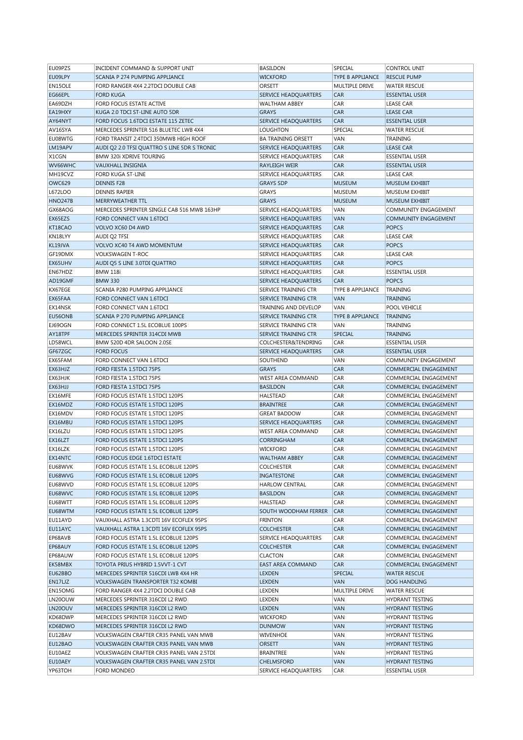| EU09PZS | INCIDENT COMMAND & SUPPORT UNIT | BASILDON | SPECIAL | CONTROL UNIT |
|---|---|---|---|---|
| EU09LPY | SCANIA P 274 PUMPING APPLIANCE | WICKFORD | TYPE B APPLIANCE | RESCUE PUMP |
| EN15OLE | FORD RANGER 4X4 2.2TDCI DOUBLE CAB | ORSETT | MULTIPLE DRIVE | WATER RESCUE |
| EG66EPL | FORD KUGA | SERVICE HEADQUARTERS | CAR | ESSENTIAL USER |
| EA69DZH | FORD FOCUS ESTATE ACTIVE | WALTHAM ABBEY | CAR | LEASE CAR |
| EA19HXY | KUGA 2.0 TDCI ST-LINE AUTO 5DR | GRAYS | CAR | LEASE CAR |
| AY64NYT | FORD FOCUS 1.6TDCI ESTATE 115 ZETEC | SERVICE HEADQUARTERS | CAR | ESSENTIAL USER |
| AV16SYA | MERCEDES SPRINTER 516 BLUETEC LWB 4X4 | LOUGHTON | SPECIAL | WATER RESCUE |
| EU08WTG | FORD TRANSIT 2.4TDCI 350MWB HIGH ROOF | BA TRAINING ORSETT | VAN | TRAINING |
| LM19APV | AUDI Q2 2.0 TFSI QUATTRO S LINE 5DR S TRONIC | SERVICE HEADQUARTERS | CAR | LEASE CAR |
| X1CGN | BMW 320i XDRIVE TOURING | SERVICE HEADQUARTERS | CAR | ESSENTIAL USER |
| WV66WHC | VAUXHALL INSIGNIA | RAYLEIGH WEIR | CAR | ESSENTIAL USER |
| MH19CVZ | FORD KUGA ST-LINE | SERVICE HEADQUARTERS | CAR | LEASE CAR |
| OWC629 | DENNIS F28 | GRAYS SDP | MUSEUM | MUSEUM EXHIBIT |
| L672LOO | DENNIS RAPIER | GRAYS | MUSEUM | MUSEUM EXHIBIT |
| HNO247B | MERRYWEATHER TTL | GRAYS | MUSEUM | MUSEUM EXHIBIT |
| GX68AOG | MERCEDES SPRINTER SINGLE CAB 516 MWB 163HP | SERVICE HEADQUARTERS | VAN | COMMUNITY ENGAGEMENT |
| EX65EZS | FORD CONNECT VAN 1.6TDCI | SERVICE HEADQUARTERS | VAN | COMMUNITY ENGAGEMENT |
| KT18CAO | VOLVO XC60 D4 AWD | SERVICE HEADQUARTERS | CAR | POPCS |
| KN18LYY | AUDI Q2 TFSI | SERVICE HEADQUARTERS | CAR | LEASE CAR |
| KL19JVA | VOLVO XC40 T4 AWD MOMENTUM | SERVICE HEADQUARTERS | CAR | POPCS |
| GF19DMX | VOLKSWAGEN T-ROC | SERVICE HEADQUARTERS | CAR | LEASE CAR |
| EX65UHV | AUDI Q5 S LINE 3.0TDI QUATTRO | SERVICE HEADQUARTERS | CAR | POPCS |
| EN67HDZ | BMW 118i | SERVICE HEADQUARTERS | CAR | ESSENTIAL USER |
| AD19GMF | BMW 330 | SERVICE HEADQUARTERS | CAR | POPCS |
| KX67EGE | SCANIA P280 PUMPING APPLIANCE | SERVICE TRAINING CTR | TYPE B APPLIANCE | TRAINING |
| EX65FAA | FORD CONNECT VAN 1.6TDCI | SERVICE TRAINING CTR | VAN | TRAINING |
| EX14NSK | FORD CONNECT VAN 1.6TDCI | TRAINING AND DEVELOP | VAN | POOL VEHICLE |
| EU56ONB | SCANIA P 270 PUMPING APPLIANCE | SERVICE TRAINING CTR | TYPE B APPLIANCE | TRAINING |
| EJ69OGN | FORD CONNECT 1.5L ECOBLUE 100PS | SERVICE TRAINING CTR | VAN | TRAINING |
| AY18TPF | MERCEDES SPRINTER 314CDI MWB | SERVICE TRAINING CTR | SPECIAL | TRAINING |
| LD58WCL | BMW 520D 4DR SALOON 2.0SE | COLCHESTER&TENDRING | CAR | ESSENTIAL USER |
| GF67ZGC | FORD FOCUS | SERVICE HEADQUARTERS | CAR | ESSENTIAL USER |
| EX65FAM | FORD CONNECT VAN 1.6TDCI | SOUTHEND | VAN | COMMUNITY ENGAGEMENT |
| EX63HJZ | FORD FIESTA 1.5TDCI 75PS | GRAYS | CAR | COMMERCIAL ENGAGEMENT |
| EX63HJK | FORD FIESTA 1.5TDCI 75PS | WEST AREA COMMAND | CAR | COMMERCIAL ENGAGEMENT |
| EX63HJJ | FORD FIESTA 1.5TDCI 75PS | BASILDON | CAR | COMMERCIAL ENGAGEMENT |
| EX16MFE | FORD FOCUS ESTATE 1.5TDCI 120PS | HALSTEAD | CAR | COMMERCIAL ENGAGEMENT |
| EX16MDZ | FORD FOCUS ESTATE 1.5TDCI 120PS | BRAINTREE | CAR | COMMERCIAL ENGAGEMENT |
| EX16MDV | FORD FOCUS ESTATE 1.5TDCI 120PS | GREAT BADDOW | CAR | COMMERCIAL ENGAGEMENT |
| EX16MBU | FORD FOCUS ESTATE 1.5TDCI 120PS | SERVICE HEADQUARTERS | CAR | COMMERCIAL ENGAGEMENT |
| EX16LZU | FORD FOCUS ESTATE 1.5TDCI 120PS | WEST AREA COMMAND | CAR | COMMERCIAL ENGAGEMENT |
| EX16LZT | FORD FOCUS ESTATE 1.5TDCI 120PS | CORRINGHAM | CAR | COMMERCIAL ENGAGEMENT |
| EX16LZK | FORD FOCUS ESTATE 1.5TDCI 120PS | WICKFORD | CAR | COMMERCIAL ENGAGEMENT |
| EX14NTC | FORD FOCUS EDGE 1.6TDCI ESTATE | WALTHAM ABBEY | CAR | COMMERCIAL ENGAGEMENT |
| EU68WVK | FORD FOCUS ESTATE 1.5L ECOBLUE 120PS | COLCHESTER | CAR | COMMERCIAL ENGAGEMENT |
| EU68WVG | FORD FOCUS ESTATE 1.5L ECOBLUE 120PS | INGATESTONE | CAR | COMMERCIAL ENGAGEMENT |
| EU68WVD | FORD FOCUS ESTATE 1.5L ECOBLUE 120PS | HARLOW CENTRAL | CAR | COMMERCIAL ENGAGEMENT |
| EU68WVC | FORD FOCUS ESTATE 1.5L ECOBLUE 120PS | BASILDON | CAR | COMMERCIAL ENGAGEMENT |
| EU68WTT | FORD FOCUS ESTATE 1.5L ECOBLUE 120PS | HALSTEAD | CAR | COMMERCIAL ENGAGEMENT |
| EU68WTM | FORD FOCUS ESTATE 1.5L ECOBLUE 120PS | SOUTH WOODHAM FERRER | CAR | COMMERCIAL ENGAGEMENT |
| EU11AYD | VAUXHALL ASTRA 1.3CDTI 16V ECOFLEX 95PS | FRINTON | CAR | COMMERCIAL ENGAGEMENT |
| EU11AYC | VAUXHALL ASTRA 1.3CDTI 16V ECOFLEX 95PS | COLCHESTER | CAR | COMMERCIAL ENGAGEMENT |
| EP68AVB | FORD FOCUS ESTATE 1.5L ECOBLUE 120PS | SERVICE HEADQUARTERS | CAR | COMMERCIAL ENGAGEMENT |
| EP68AUY | FORD FOCUS ESTATE 1.5L ECOBLUE 120PS | COLCHESTER | CAR | COMMERCIAL ENGAGEMENT |
| EP68AUW | FORD FOCUS ESTATE 1.5L ECOBLUE 120PS | CLACTON | CAR | COMMERCIAL ENGAGEMENT |
| EK58MBX | TOYOTA PRIUS HYBRID 1.5VVT-1 CVT | EAST AREA COMMAND | CAR | COMMERCIAL ENGAGEMENT |
| EU62BBO | MERCEDES SPRINTER 516CDI LWB 4X4 HR | LEXDEN | SPECIAL | WATER RESCUE |
| EN17LJZ | VOLKSWAGEN TRANSPORTER T32 KOMBI | LEXDEN | VAN | DOG HANDLING |
| EN15OMG | FORD RANGER 4X4 2.2TDCI DOUBLE CAB | LEXDEN | MULTIPLE DRIVE | WATER RESCUE |
| LN20OUW | MERCEDES SPRINTER 316CDI L2 RWD | LEXDEN | VAN | HYDRANT TESTING |
| LN20OUV | MERCEDES SPRINTER 316CDI L2 RWD | LEXDEN | VAN | HYDRANT TESTING |
| KD68DWP | MERCEDES SPRINTER 316CDI L2 RWD | WICKFORD | VAN | HYDRANT TESTING |
| KD68DWO | MERCEDES SPRINTER 316CDI L2 RWD | DUNMOW | VAN | HYDRANT TESTING |
| EU12BAV | VOLKSWAGEN CRAFTER CR35 PANEL VAN MWB | WIVENHOE | VAN | HYDRANT TESTING |
| EU12BAO | VOLKSWAGEN CRAFTER CR35 PANEL VAN MWB | ORSETT | VAN | HYDRANT TESTING |
| EU10AEZ | VOLKSWAGEN CRAFTER CR35 PANEL VAN 2.5TDI | BRAINTREE | VAN | HYDRANT TESTING |
| EU10AEY | VOLKSWAGEN CRAFTER CR35 PANEL VAN 2.5TDI | CHELMSFORD | VAN | HYDRANT TESTING |
| YP63TOH | FORD MONDEO | SERVICE HEADQUARTERS | CAR | ESSENTIAL USER |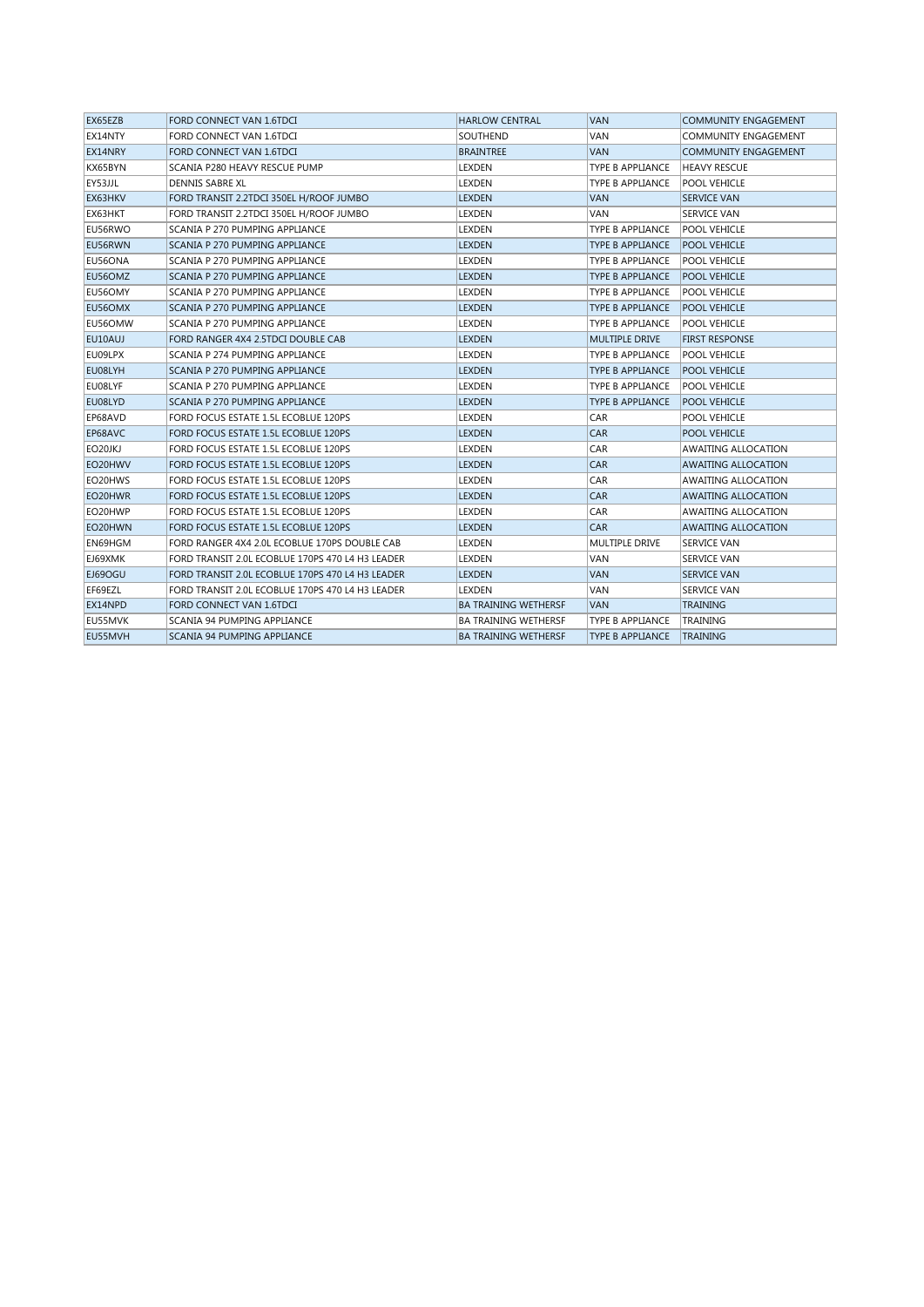| | | | | |
|---|---|---|---|---|
| EX65EZB | FORD CONNECT VAN 1.6TDCI | HARLOW CENTRAL | VAN | COMMUNITY ENGAGEMENT |
| EX14NTY | FORD CONNECT VAN 1.6TDCI | SOUTHEND | VAN | COMMUNITY ENGAGEMENT |
| EX14NRY | FORD CONNECT VAN 1.6TDCI | BRAINTREE | VAN | COMMUNITY ENGAGEMENT |
| KX65BYN | SCANIA P280 HEAVY RESCUE PUMP | LEXDEN | TYPE B APPLIANCE | HEAVY RESCUE |
| EY53JJL | DENNIS SABRE XL | LEXDEN | TYPE B APPLIANCE | POOL VEHICLE |
| EX63HKV | FORD TRANSIT 2.2TDCI 350EL H/ROOF JUMBO | LEXDEN | VAN | SERVICE VAN |
| EX63HKT | FORD TRANSIT 2.2TDCI 350EL H/ROOF JUMBO | LEXDEN | VAN | SERVICE VAN |
| EU56RWO | SCANIA P 270 PUMPING APPLIANCE | LEXDEN | TYPE B APPLIANCE | POOL VEHICLE |
| EU56RWN | SCANIA P 270 PUMPING APPLIANCE | LEXDEN | TYPE B APPLIANCE | POOL VEHICLE |
| EU56ONA | SCANIA P 270 PUMPING APPLIANCE | LEXDEN | TYPE B APPLIANCE | POOL VEHICLE |
| EU56OMZ | SCANIA P 270 PUMPING APPLIANCE | LEXDEN | TYPE B APPLIANCE | POOL VEHICLE |
| EU56OMY | SCANIA P 270 PUMPING APPLIANCE | LEXDEN | TYPE B APPLIANCE | POOL VEHICLE |
| EU56OMX | SCANIA P 270 PUMPING APPLIANCE | LEXDEN | TYPE B APPLIANCE | POOL VEHICLE |
| EU56OMW | SCANIA P 270 PUMPING APPLIANCE | LEXDEN | TYPE B APPLIANCE | POOL VEHICLE |
| EU10AUJ | FORD RANGER 4X4 2.5TDCI DOUBLE CAB | LEXDEN | MULTIPLE DRIVE | FIRST RESPONSE |
| EU09LPX | SCANIA P 274 PUMPING APPLIANCE | LEXDEN | TYPE B APPLIANCE | POOL VEHICLE |
| EU08LYH | SCANIA P 270 PUMPING APPLIANCE | LEXDEN | TYPE B APPLIANCE | POOL VEHICLE |
| EU08LYF | SCANIA P 270 PUMPING APPLIANCE | LEXDEN | TYPE B APPLIANCE | POOL VEHICLE |
| EU08LYD | SCANIA P 270 PUMPING APPLIANCE | LEXDEN | TYPE B APPLIANCE | POOL VEHICLE |
| EP68AVD | FORD FOCUS ESTATE 1.5L ECOBLUE 120PS | LEXDEN | CAR | POOL VEHICLE |
| EP68AVC | FORD FOCUS ESTATE 1.5L ECOBLUE 120PS | LEXDEN | CAR | POOL VEHICLE |
| EO20JKJ | FORD FOCUS ESTATE 1.5L ECOBLUE 120PS | LEXDEN | CAR | AWAITING ALLOCATION |
| EO20HWV | FORD FOCUS ESTATE 1.5L ECOBLUE 120PS | LEXDEN | CAR | AWAITING ALLOCATION |
| EO20HWS | FORD FOCUS ESTATE 1.5L ECOBLUE 120PS | LEXDEN | CAR | AWAITING ALLOCATION |
| EO20HWR | FORD FOCUS ESTATE 1.5L ECOBLUE 120PS | LEXDEN | CAR | AWAITING ALLOCATION |
| EO20HWP | FORD FOCUS ESTATE 1.5L ECOBLUE 120PS | LEXDEN | CAR | AWAITING ALLOCATION |
| EO20HWN | FORD FOCUS ESTATE 1.5L ECOBLUE 120PS | LEXDEN | CAR | AWAITING ALLOCATION |
| EN69HGM | FORD RANGER 4X4 2.0L ECOBLUE 170PS DOUBLE CAB | LEXDEN | MULTIPLE DRIVE | SERVICE VAN |
| EJ69XMK | FORD TRANSIT 2.0L ECOBLUE 170PS 470 L4 H3 LEADER | LEXDEN | VAN | SERVICE VAN |
| EJ69OGU | FORD TRANSIT 2.0L ECOBLUE 170PS 470 L4 H3 LEADER | LEXDEN | VAN | SERVICE VAN |
| EF69EZL | FORD TRANSIT 2.0L ECOBLUE 170PS 470 L4 H3 LEADER | LEXDEN | VAN | SERVICE VAN |
| EX14NPD | FORD CONNECT VAN 1.6TDCI | BA TRAINING WETHERSF | VAN | TRAINING |
| EU55MVK | SCANIA 94 PUMPING APPLIANCE | BA TRAINING WETHERSF | TYPE B APPLIANCE | TRAINING |
| EU55MVH | SCANIA 94 PUMPING APPLIANCE | BA TRAINING WETHERSF | TYPE B APPLIANCE | TRAINING |